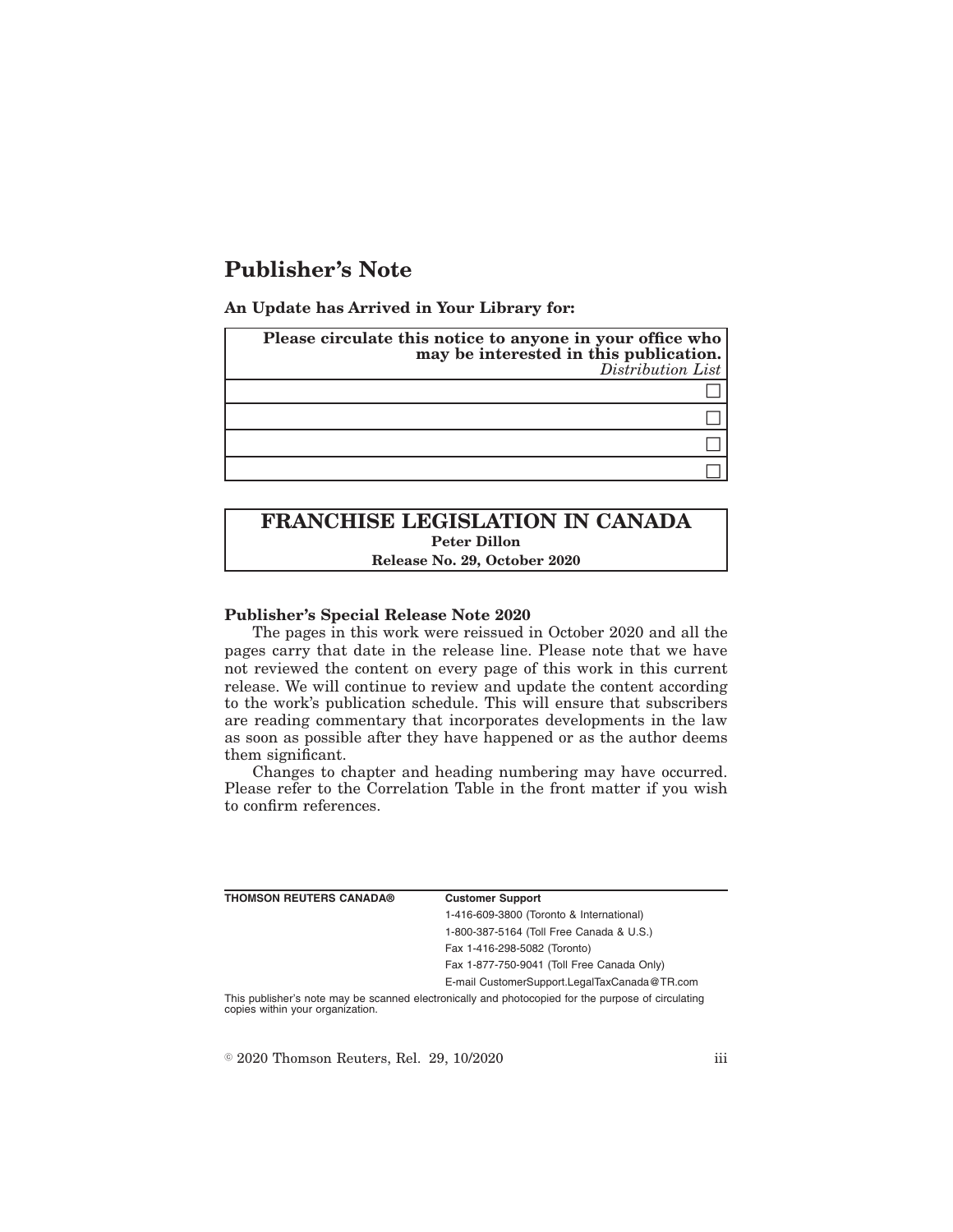# Publisher's Note

**An Update has Arrived in Your Library for:**

| **Please circulate this notice to anyone in your office who may be interested in this publication.** *Distribution List* |
| --- |
| ☐ |
| ☐ |
| ☐ |
| ☐ |

## FRANCHISE LEGISLATION IN CANADA

**Peter Dillon**

**Release No. 29, October 2020**

**Publisher's Special Release Note 2020**

The pages in this work were reissued in October 2020 and all the pages carry that date in the release line. Please note that we have not reviewed the content on every page of this work in this current release. We will continue to review and update the content according to the work's publication schedule. This will ensure that subscribers are reading commentary that incorporates developments in the law as soon as possible after they have happened or as the author deems them significant.

Changes to chapter and heading numbering may have occurred. Please refer to the Correlation Table in the front matter if you wish to confirm references.

**THOMSON REUTERS CANADA®**

**Customer Support**

1-416-609-3800 (Toronto & International)

1-800-387-5164 (Toll Free Canada & U.S.)

Fax 1-416-298-5082 (Toronto)

Fax 1-877-750-9041 (Toll Free Canada Only)

E-mail CustomerSupport.LegalTaxCanada@TR.com

This publisher's note may be scanned electronically and photocopied for the purpose of circulating copies within your organization.

© 2020 Thomson Reuters, Rel. 29, 10/2020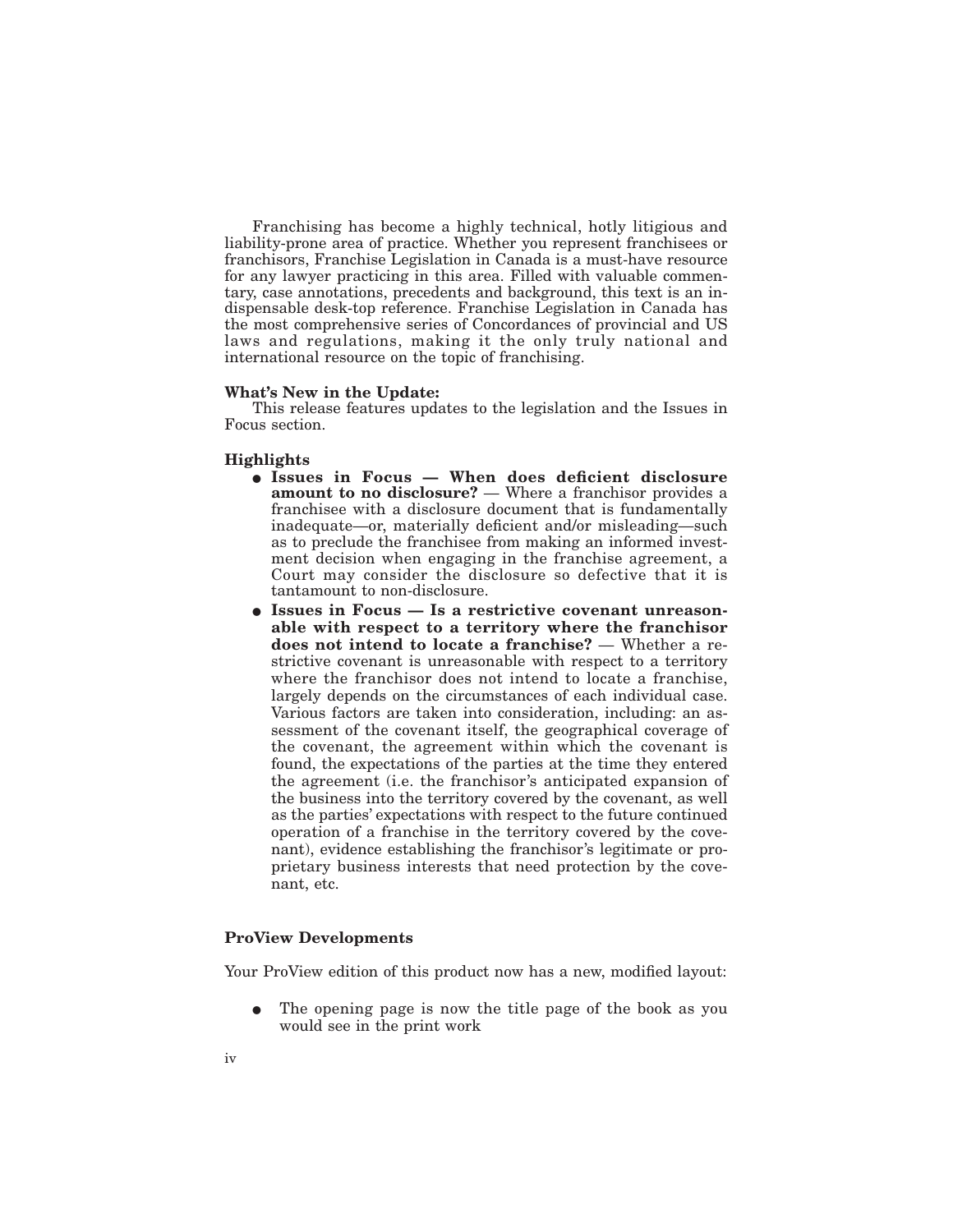Franchising has become a highly technical, hotly litigious and liability-prone area of practice. Whether you represent franchisees or franchisors, Franchise Legislation in Canada is a must-have resource for any lawyer practicing in this area. Filled with valuable commentary, case annotations, precedents and background, this text is an indispensable desk-top reference. Franchise Legislation in Canada has the most comprehensive series of Concordances of provincial and US laws and regulations, making it the only truly national and international resource on the topic of franchising.

**What's New in the Update:**

This release features updates to the legislation and the Issues in Focus section.

**Highlights**

- **Issues in Focus — When does deficient disclosure amount to no disclosure?** — Where a franchisor provides a franchisee with a disclosure document that is fundamentally inadequate—or, materially deficient and/or misleading—such as to preclude the franchisee from making an informed investment decision when engaging in the franchise agreement, a Court may consider the disclosure so defective that it is tantamount to non-disclosure.
- **Issues in Focus — Is a restrictive covenant unreasonable with respect to a territory where the franchisor does not intend to locate a franchise?** — Whether a restrictive covenant is unreasonable with respect to a territory where the franchisor does not intend to locate a franchise, largely depends on the circumstances of each individual case. Various factors are taken into consideration, including: an assessment of the covenant itself, the geographical coverage of the covenant, the agreement within which the covenant is found, the expectations of the parties at the time they entered the agreement (i.e. the franchisor's anticipated expansion of the business into the territory covered by the covenant, as well as the parties' expectations with respect to the future continued operation of a franchise in the territory covered by the covenant), evidence establishing the franchisor's legitimate or proprietary business interests that need protection by the covenant, etc.

**ProView Developments**

Your ProView edition of this product now has a new, modified layout:

- The opening page is now the title page of the book as you would see in the print work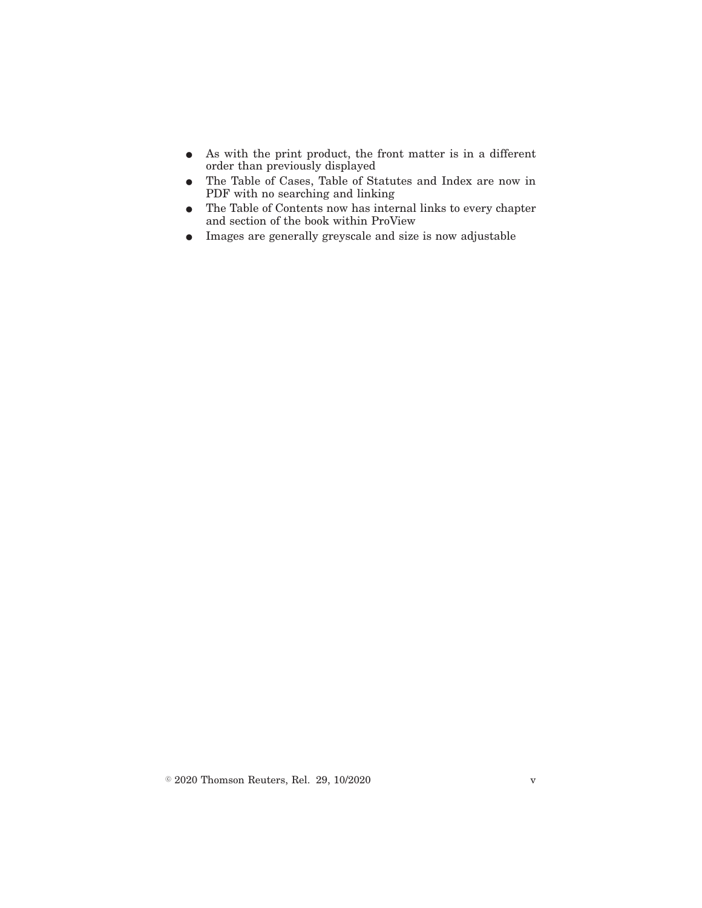- As with the print product, the front matter is in a different order than previously displayed
- The Table of Cases, Table of Statutes and Index are now in PDF with no searching and linking
- The Table of Contents now has internal links to every chapter and section of the book within ProView
- Images are generally greyscale and size is now adjustable